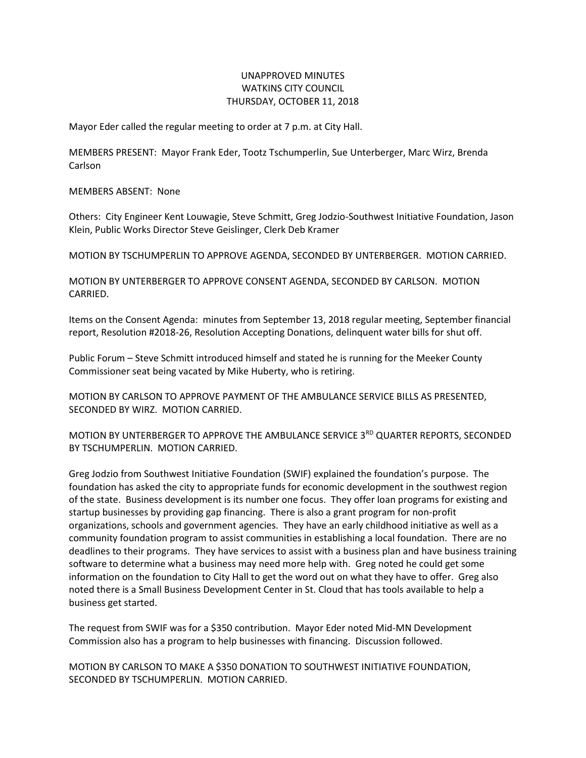# UNAPPROVED MINUTES
## WATKINS CITY COUNCIL
### THURSDAY, OCTOBER 11, 2018

Mayor Eder called the regular meeting to order at 7 p.m. at City Hall.

MEMBERS PRESENT: Mayor Frank Eder, Tootz Tschumperlin, Sue Unterberger, Marc Wirz, Brenda Carlson

MEMBERS ABSENT: None

Others: City Engineer Kent Louwagie, Steve Schmitt, Greg Jodzio-Southwest Initiative Foundation, Jason Klein, Public Works Director Steve Geislinger, Clerk Deb Kramer

MOTION BY TSCHUMPERLIN TO APPROVE AGENDA, SECONDED BY UNTERBERGER. MOTION CARRIED.

MOTION BY UNTERBERGER TO APPROVE CONSENT AGENDA, SECONDED BY CARLSON. MOTION CARRIED.

Items on the Consent Agenda: minutes from September 13, 2018 regular meeting, September financial report, Resolution #2018-26, Resolution Accepting Donations, delinquent water bills for shut off.

Public Forum – Steve Schmitt introduced himself and stated he is running for the Meeker County Commissioner seat being vacated by Mike Huberty, who is retiring.

MOTION BY CARLSON TO APPROVE PAYMENT OF THE AMBULANCE SERVICE BILLS AS PRESENTED, SECONDED BY WIRZ. MOTION CARRIED.

MOTION BY UNTERBERGER TO APPROVE THE AMBULANCE SERVICE 3RD QUARTER REPORTS, SECONDED BY TSCHUMPERLIN. MOTION CARRIED.

Greg Jodzio from Southwest Initiative Foundation (SWIF) explained the foundation's purpose. The foundation has asked the city to appropriate funds for economic development in the southwest region of the state. Business development is its number one focus. They offer loan programs for existing and startup businesses by providing gap financing. There is also a grant program for non-profit organizations, schools and government agencies. They have an early childhood initiative as well as a community foundation program to assist communities in establishing a local foundation. There are no deadlines to their programs. They have services to assist with a business plan and have business training software to determine what a business may need more help with. Greg noted he could get some information on the foundation to City Hall to get the word out on what they have to offer. Greg also noted there is a Small Business Development Center in St. Cloud that has tools available to help a business get started.

The request from SWIF was for a $350 contribution. Mayor Eder noted Mid-MN Development Commission also has a program to help businesses with financing. Discussion followed.

MOTION BY CARLSON TO MAKE A $350 DONATION TO SOUTHWEST INITIATIVE FOUNDATION, SECONDED BY TSCHUMPERLIN. MOTION CARRIED.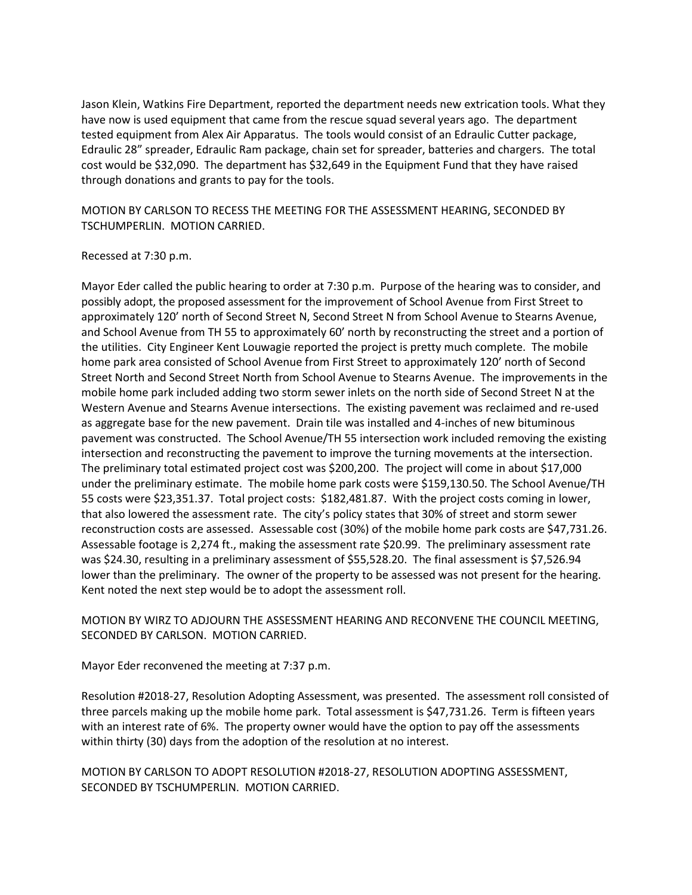Jason Klein, Watkins Fire Department, reported the department needs new extrication tools. What they have now is used equipment that came from the rescue squad several years ago. The department tested equipment from Alex Air Apparatus. The tools would consist of an Edraulic Cutter package, Edraulic 28" spreader, Edraulic Ram package, chain set for spreader, batteries and chargers. The total cost would be $32,090. The department has $32,649 in the Equipment Fund that they have raised through donations and grants to pay for the tools.

MOTION BY CARLSON TO RECESS THE MEETING FOR THE ASSESSMENT HEARING, SECONDED BY TSCHUMPERLIN. MOTION CARRIED.

Recessed at 7:30 p.m.

Mayor Eder called the public hearing to order at 7:30 p.m. Purpose of the hearing was to consider, and possibly adopt, the proposed assessment for the improvement of School Avenue from First Street to approximately 120' north of Second Street N, Second Street N from School Avenue to Stearns Avenue, and School Avenue from TH 55 to approximately 60' north by reconstructing the street and a portion of the utilities. City Engineer Kent Louwagie reported the project is pretty much complete. The mobile home park area consisted of School Avenue from First Street to approximately 120' north of Second Street North and Second Street North from School Avenue to Stearns Avenue. The improvements in the mobile home park included adding two storm sewer inlets on the north side of Second Street N at the Western Avenue and Stearns Avenue intersections. The existing pavement was reclaimed and re-used as aggregate base for the new pavement. Drain tile was installed and 4-inches of new bituminous pavement was constructed. The School Avenue/TH 55 intersection work included removing the existing intersection and reconstructing the pavement to improve the turning movements at the intersection. The preliminary total estimated project cost was $200,200. The project will come in about $17,000 under the preliminary estimate. The mobile home park costs were $159,130.50. The School Avenue/TH 55 costs were $23,351.37. Total project costs: $182,481.87. With the project costs coming in lower, that also lowered the assessment rate. The city's policy states that 30% of street and storm sewer reconstruction costs are assessed. Assessable cost (30%) of the mobile home park costs are $47,731.26. Assessable footage is 2,274 ft., making the assessment rate $20.99. The preliminary assessment rate was $24.30, resulting in a preliminary assessment of $55,528.20. The final assessment is $7,526.94 lower than the preliminary. The owner of the property to be assessed was not present for the hearing. Kent noted the next step would be to adopt the assessment roll.

MOTION BY WIRZ TO ADJOURN THE ASSESSMENT HEARING AND RECONVENE THE COUNCIL MEETING, SECONDED BY CARLSON. MOTION CARRIED.

Mayor Eder reconvened the meeting at 7:37 p.m.

Resolution #2018-27, Resolution Adopting Assessment, was presented. The assessment roll consisted of three parcels making up the mobile home park. Total assessment is $47,731.26. Term is fifteen years with an interest rate of 6%. The property owner would have the option to pay off the assessments within thirty (30) days from the adoption of the resolution at no interest.

MOTION BY CARLSON TO ADOPT RESOLUTION #2018-27, RESOLUTION ADOPTING ASSESSMENT, SECONDED BY TSCHUMPERLIN. MOTION CARRIED.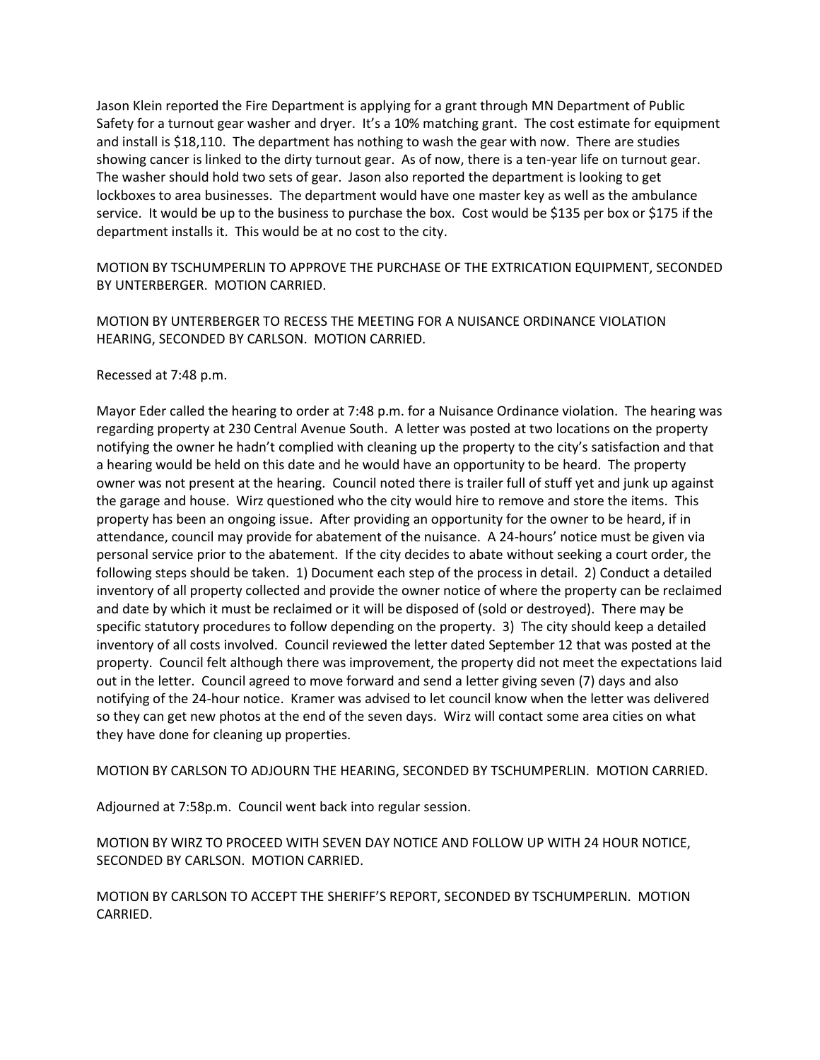Jason Klein reported the Fire Department is applying for a grant through MN Department of Public Safety for a turnout gear washer and dryer. It's a 10% matching grant. The cost estimate for equipment and install is $18,110. The department has nothing to wash the gear with now. There are studies showing cancer is linked to the dirty turnout gear. As of now, there is a ten-year life on turnout gear. The washer should hold two sets of gear. Jason also reported the department is looking to get lockboxes to area businesses. The department would have one master key as well as the ambulance service. It would be up to the business to purchase the box. Cost would be $135 per box or $175 if the department installs it. This would be at no cost to the city.

MOTION BY TSCHUMPERLIN TO APPROVE THE PURCHASE OF THE EXTRICATION EQUIPMENT, SECONDED BY UNTERBERGER. MOTION CARRIED.

MOTION BY UNTERBERGER TO RECESS THE MEETING FOR A NUISANCE ORDINANCE VIOLATION HEARING, SECONDED BY CARLSON. MOTION CARRIED.

Recessed at 7:48 p.m.

Mayor Eder called the hearing to order at 7:48 p.m. for a Nuisance Ordinance violation. The hearing was regarding property at 230 Central Avenue South. A letter was posted at two locations on the property notifying the owner he hadn't complied with cleaning up the property to the city's satisfaction and that a hearing would be held on this date and he would have an opportunity to be heard. The property owner was not present at the hearing. Council noted there is trailer full of stuff yet and junk up against the garage and house. Wirz questioned who the city would hire to remove and store the items. This property has been an ongoing issue. After providing an opportunity for the owner to be heard, if in attendance, council may provide for abatement of the nuisance. A 24-hours' notice must be given via personal service prior to the abatement. If the city decides to abate without seeking a court order, the following steps should be taken. 1) Document each step of the process in detail. 2) Conduct a detailed inventory of all property collected and provide the owner notice of where the property can be reclaimed and date by which it must be reclaimed or it will be disposed of (sold or destroyed). There may be specific statutory procedures to follow depending on the property. 3) The city should keep a detailed inventory of all costs involved. Council reviewed the letter dated September 12 that was posted at the property. Council felt although there was improvement, the property did not meet the expectations laid out in the letter. Council agreed to move forward and send a letter giving seven (7) days and also notifying of the 24-hour notice. Kramer was advised to let council know when the letter was delivered so they can get new photos at the end of the seven days. Wirz will contact some area cities on what they have done for cleaning up properties.

MOTION BY CARLSON TO ADJOURN THE HEARING, SECONDED BY TSCHUMPERLIN. MOTION CARRIED.

Adjourned at 7:58p.m. Council went back into regular session.

MOTION BY WIRZ TO PROCEED WITH SEVEN DAY NOTICE AND FOLLOW UP WITH 24 HOUR NOTICE, SECONDED BY CARLSON. MOTION CARRIED.

MOTION BY CARLSON TO ACCEPT THE SHERIFF'S REPORT, SECONDED BY TSCHUMPERLIN. MOTION CARRIED.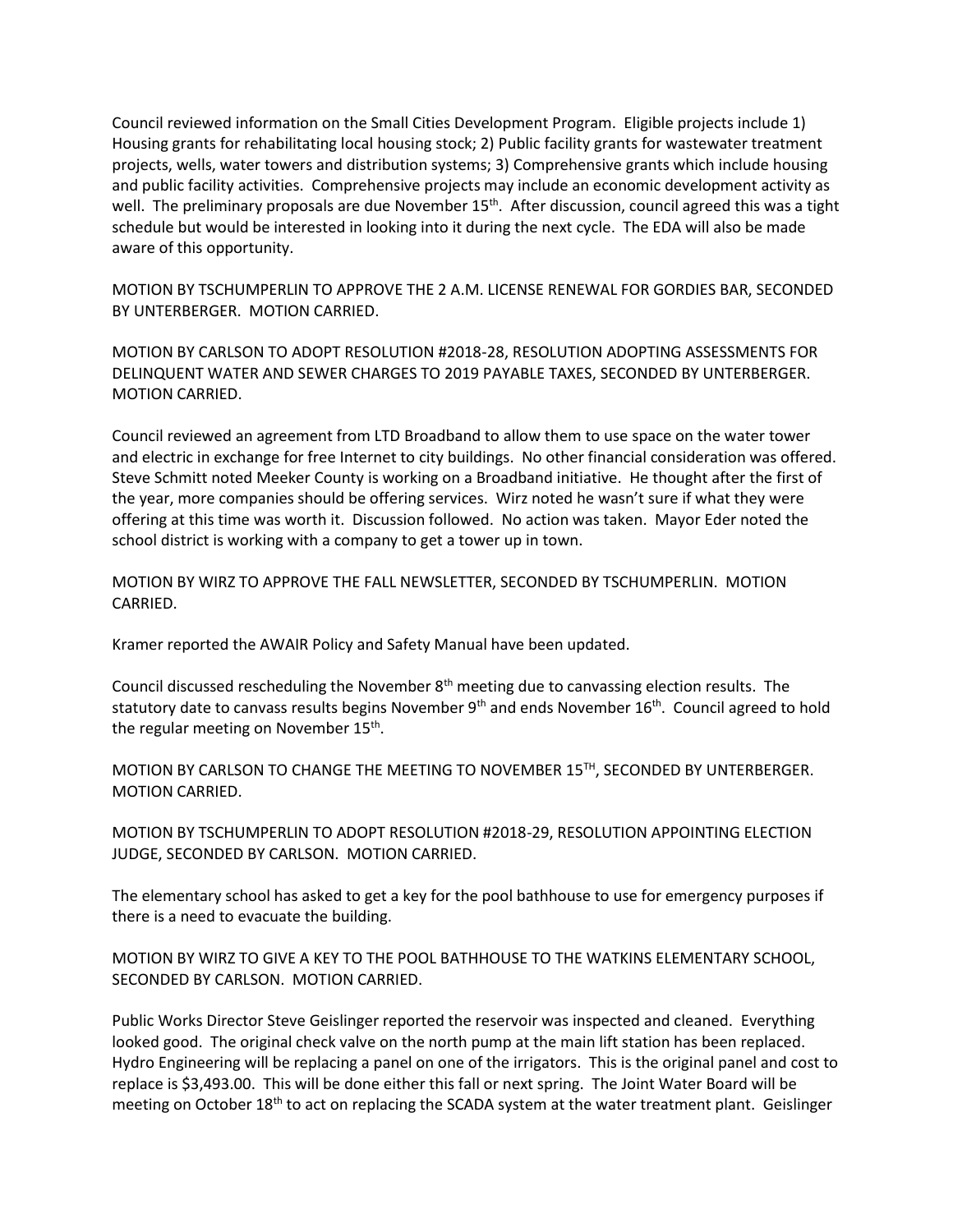Council reviewed information on the Small Cities Development Program. Eligible projects include 1) Housing grants for rehabilitating local housing stock; 2) Public facility grants for wastewater treatment projects, wells, water towers and distribution systems; 3) Comprehensive grants which include housing and public facility activities. Comprehensive projects may include an economic development activity as well. The preliminary proposals are due November 15th. After discussion, council agreed this was a tight schedule but would be interested in looking into it during the next cycle. The EDA will also be made aware of this opportunity.

MOTION BY TSCHUMPERLIN TO APPROVE THE 2 A.M. LICENSE RENEWAL FOR GORDIES BAR, SECONDED BY UNTERBERGER. MOTION CARRIED.

MOTION BY CARLSON TO ADOPT RESOLUTION #2018-28, RESOLUTION ADOPTING ASSESSMENTS FOR DELINQUENT WATER AND SEWER CHARGES TO 2019 PAYABLE TAXES, SECONDED BY UNTERBERGER. MOTION CARRIED.

Council reviewed an agreement from LTD Broadband to allow them to use space on the water tower and electric in exchange for free Internet to city buildings. No other financial consideration was offered. Steve Schmitt noted Meeker County is working on a Broadband initiative. He thought after the first of the year, more companies should be offering services. Wirz noted he wasn't sure if what they were offering at this time was worth it. Discussion followed. No action was taken. Mayor Eder noted the school district is working with a company to get a tower up in town.

MOTION BY WIRZ TO APPROVE THE FALL NEWSLETTER, SECONDED BY TSCHUMPERLIN. MOTION CARRIED.

Kramer reported the AWAIR Policy and Safety Manual have been updated.

Council discussed rescheduling the November 8th meeting due to canvassing election results. The statutory date to canvass results begins November 9th and ends November 16th. Council agreed to hold the regular meeting on November 15th.

MOTION BY CARLSON TO CHANGE THE MEETING TO NOVEMBER 15TH, SECONDED BY UNTERBERGER. MOTION CARRIED.

MOTION BY TSCHUMPERLIN TO ADOPT RESOLUTION #2018-29, RESOLUTION APPOINTING ELECTION JUDGE, SECONDED BY CARLSON. MOTION CARRIED.

The elementary school has asked to get a key for the pool bathhouse to use for emergency purposes if there is a need to evacuate the building.

MOTION BY WIRZ TO GIVE A KEY TO THE POOL BATHHOUSE TO THE WATKINS ELEMENTARY SCHOOL, SECONDED BY CARLSON. MOTION CARRIED.

Public Works Director Steve Geislinger reported the reservoir was inspected and cleaned. Everything looked good. The original check valve on the north pump at the main lift station has been replaced. Hydro Engineering will be replacing a panel on one of the irrigators. This is the original panel and cost to replace is $3,493.00. This will be done either this fall or next spring. The Joint Water Board will be meeting on October 18th to act on replacing the SCADA system at the water treatment plant. Geislinger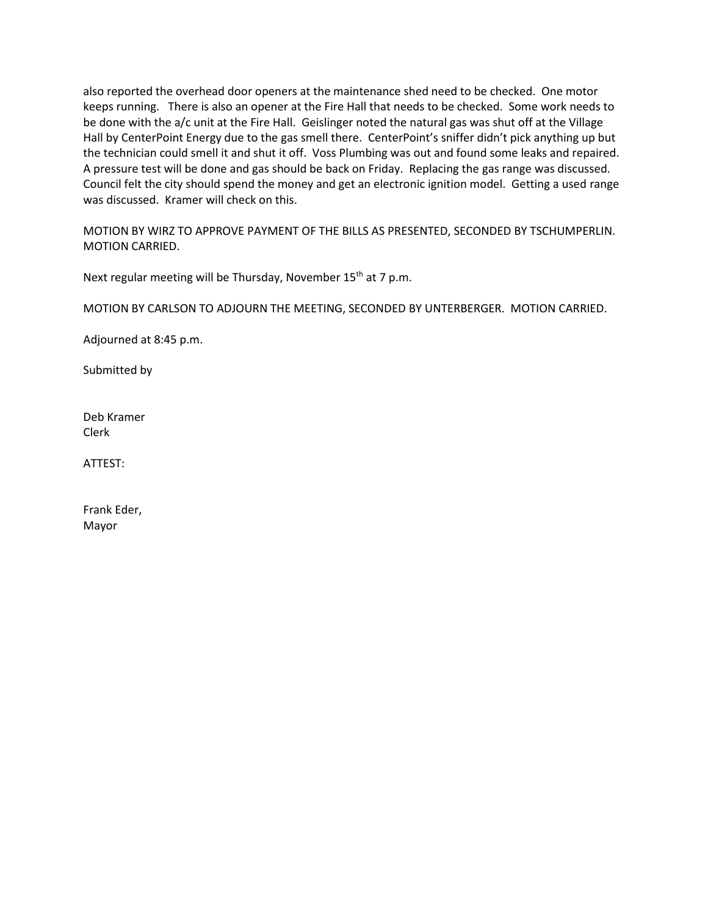also reported the overhead door openers at the maintenance shed need to be checked. One motor keeps running. There is also an opener at the Fire Hall that needs to be checked. Some work needs to be done with the a/c unit at the Fire Hall. Geislinger noted the natural gas was shut off at the Village Hall by CenterPoint Energy due to the gas smell there. CenterPoint's sniffer didn't pick anything up but the technician could smell it and shut it off. Voss Plumbing was out and found some leaks and repaired. A pressure test will be done and gas should be back on Friday. Replacing the gas range was discussed. Council felt the city should spend the money and get an electronic ignition model. Getting a used range was discussed. Kramer will check on this.

MOTION BY WIRZ TO APPROVE PAYMENT OF THE BILLS AS PRESENTED, SECONDED BY TSCHUMPERLIN. MOTION CARRIED.

Next regular meeting will be Thursday, November 15th at 7 p.m.

MOTION BY CARLSON TO ADJOURN THE MEETING, SECONDED BY UNTERBERGER. MOTION CARRIED.

Adjourned at 8:45 p.m.

Submitted by

Deb Kramer
Clerk

ATTEST:

Frank Eder,
Mayor